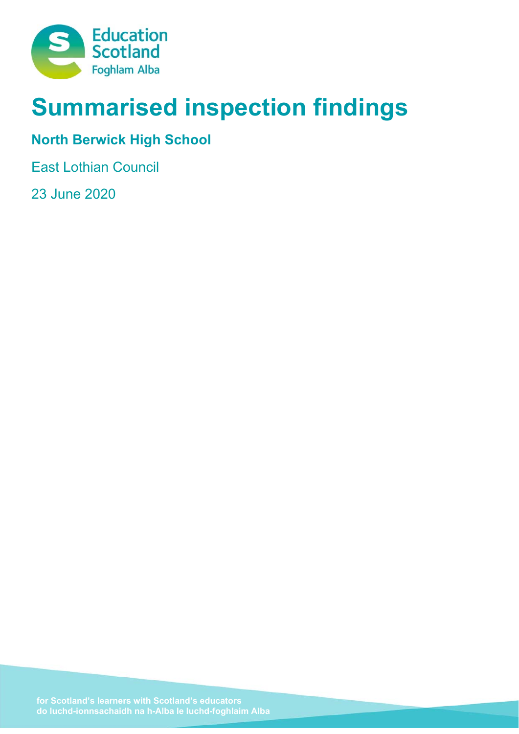# Summarised inspection findings

## North Berwick High School

East Lothian Council

23 June 2020

for Scotland's learners with Scotland's educators
do luchd-ionnsachaidh na h-Alba le luchd-foghlaim Alba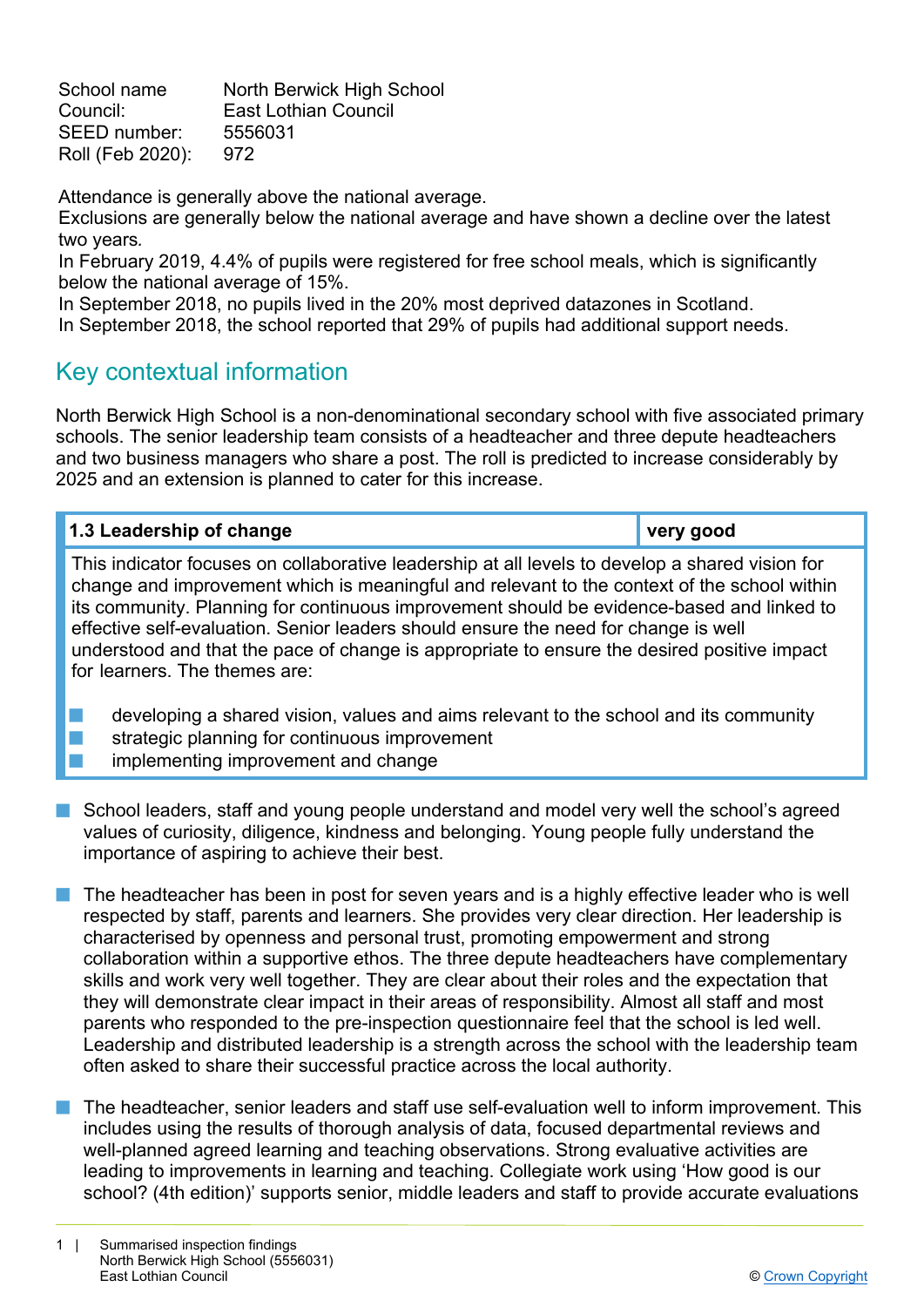School name North Berwick High School
Council: East Lothian Council
SEED number: 5556031
Roll (Feb 2020): 972

Attendance is generally above the national average.
Exclusions are generally below the national average and have shown a decline over the latest two years.
In February 2019, 4.4% of pupils were registered for free school meals, which is significantly below the national average of 15%.
In September 2018, no pupils lived in the 20% most deprived datazones in Scotland.
In September 2018, the school reported that 29% of pupils had additional support needs.

## Key contextual information

North Berwick High School is a non-denominational secondary school with five associated primary schools. The senior leadership team consists of a headteacher and three depute headteachers and two business managers who share a post. The roll is predicted to increase considerably by 2025 and an extension is planned to cater for this increase.

| **1.3 Leadership of change** | **very good** |
|---|---|
| This indicator focuses on collaborative leadership at all levels to develop a shared vision for change and improvement which is meaningful and relevant to the context of the school within its community. Planning for continuous improvement should be evidence-based and linked to effective self-evaluation. Senior leaders should ensure the need for change is well understood and that the pace of change is appropriate to ensure the desired positive impact for learners. The themes are:<br>■ developing a shared vision, values and aims relevant to the school and its community<br>■ strategic planning for continuous improvement<br>■ implementing improvement and change | |

- School leaders, staff and young people understand and model very well the school's agreed values of curiosity, diligence, kindness and belonging. Young people fully understand the importance of aspiring to achieve their best.

- The headteacher has been in post for seven years and is a highly effective leader who is well respected by staff, parents and learners. She provides very clear direction. Her leadership is characterised by openness and personal trust, promoting empowerment and strong collaboration within a supportive ethos. The three depute headteachers have complementary skills and work very well together. They are clear about their roles and the expectation that they will demonstrate clear impact in their areas of responsibility. Almost all staff and most parents who responded to the pre-inspection questionnaire feel that the school is led well. Leadership and distributed leadership is a strength across the school with the leadership team often asked to share their successful practice across the local authority.

- The headteacher, senior leaders and staff use self-evaluation well to inform improvement. This includes using the results of thorough analysis of data, focused departmental reviews and well-planned agreed learning and teaching observations. Strong evaluative activities are leading to improvements in learning and teaching. Collegiate work using 'How good is our school? (4th edition)' supports senior, middle leaders and staff to provide accurate evaluations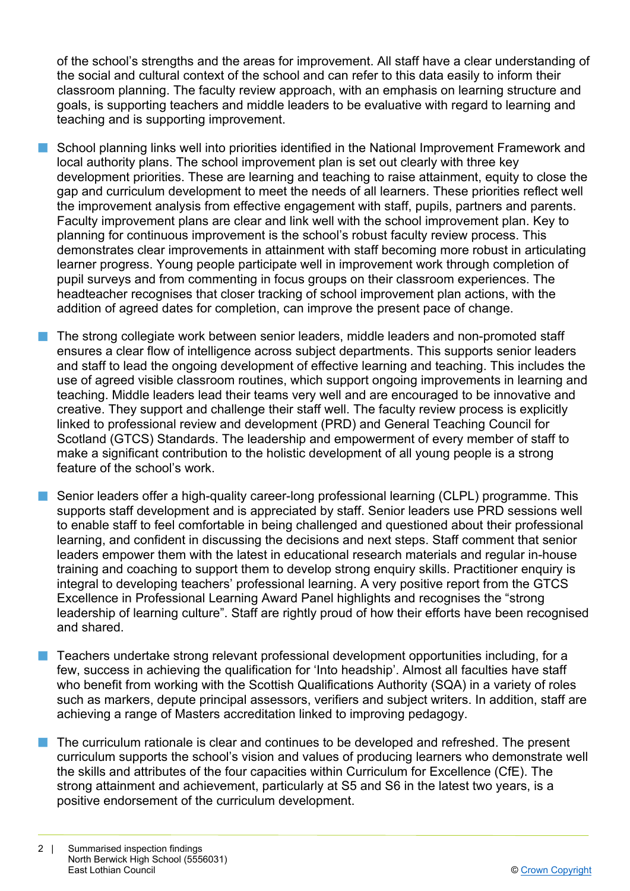of the school's strengths and the areas for improvement. All staff have a clear understanding of the social and cultural context of the school and can refer to this data easily to inform their classroom planning. The faculty review approach, with an emphasis on learning structure and goals, is supporting teachers and middle leaders to be evaluative with regard to learning and teaching and is supporting improvement.

- School planning links well into priorities identified in the National Improvement Framework and local authority plans. The school improvement plan is set out clearly with three key development priorities. These are learning and teaching to raise attainment, equity to close the gap and curriculum development to meet the needs of all learners. These priorities reflect well the improvement analysis from effective engagement with staff, pupils, partners and parents. Faculty improvement plans are clear and link well with the school improvement plan. Key to planning for continuous improvement is the school's robust faculty review process. This demonstrates clear improvements in attainment with staff becoming more robust in articulating learner progress. Young people participate well in improvement work through completion of pupil surveys and from commenting in focus groups on their classroom experiences. The headteacher recognises that closer tracking of school improvement plan actions, with the addition of agreed dates for completion, can improve the present pace of change.

- The strong collegiate work between senior leaders, middle leaders and non-promoted staff ensures a clear flow of intelligence across subject departments. This supports senior leaders and staff to lead the ongoing development of effective learning and teaching. This includes the use of agreed visible classroom routines, which support ongoing improvements in learning and teaching. Middle leaders lead their teams very well and are encouraged to be innovative and creative. They support and challenge their staff well. The faculty review process is explicitly linked to professional review and development (PRD) and General Teaching Council for Scotland (GTCS) Standards. The leadership and empowerment of every member of staff to make a significant contribution to the holistic development of all young people is a strong feature of the school's work.

- Senior leaders offer a high-quality career-long professional learning (CLPL) programme. This supports staff development and is appreciated by staff. Senior leaders use PRD sessions well to enable staff to feel comfortable in being challenged and questioned about their professional learning, and confident in discussing the decisions and next steps. Staff comment that senior leaders empower them with the latest in educational research materials and regular in-house training and coaching to support them to develop strong enquiry skills. Practitioner enquiry is integral to developing teachers' professional learning. A very positive report from the GTCS Excellence in Professional Learning Award Panel highlights and recognises the "strong leadership of learning culture". Staff are rightly proud of how their efforts have been recognised and shared.

- Teachers undertake strong relevant professional development opportunities including, for a few, success in achieving the qualification for 'Into headship'. Almost all faculties have staff who benefit from working with the Scottish Qualifications Authority (SQA) in a variety of roles such as markers, depute principal assessors, verifiers and subject writers. In addition, staff are achieving a range of Masters accreditation linked to improving pedagogy.

- The curriculum rationale is clear and continues to be developed and refreshed. The present curriculum supports the school's vision and values of producing learners who demonstrate well the skills and attributes of the four capacities within Curriculum for Excellence (CfE). The strong attainment and achievement, particularly at S5 and S6 in the latest two years, is a positive endorsement of the curriculum development.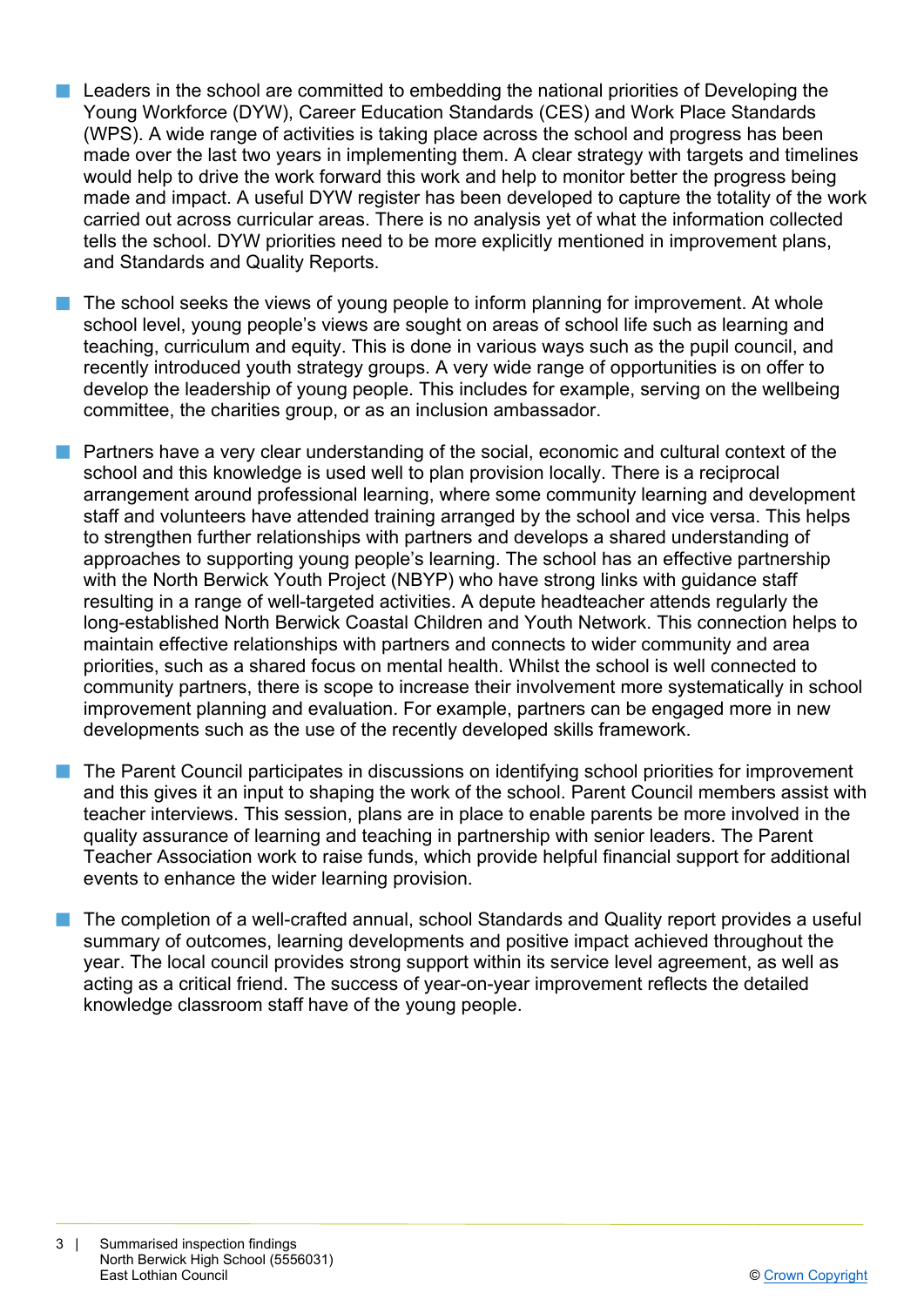- Leaders in the school are committed to embedding the national priorities of Developing the Young Workforce (DYW), Career Education Standards (CES) and Work Place Standards (WPS). A wide range of activities is taking place across the school and progress has been made over the last two years in implementing them. A clear strategy with targets and timelines would help to drive the work forward this work and help to monitor better the progress being made and impact. A useful DYW register has been developed to capture the totality of the work carried out across curricular areas. There is no analysis yet of what the information collected tells the school. DYW priorities need to be more explicitly mentioned in improvement plans, and Standards and Quality Reports.

- The school seeks the views of young people to inform planning for improvement. At whole school level, young people's views are sought on areas of school life such as learning and teaching, curriculum and equity. This is done in various ways such as the pupil council, and recently introduced youth strategy groups. A very wide range of opportunities is on offer to develop the leadership of young people. This includes for example, serving on the wellbeing committee, the charities group, or as an inclusion ambassador.

- Partners have a very clear understanding of the social, economic and cultural context of the school and this knowledge is used well to plan provision locally. There is a reciprocal arrangement around professional learning, where some community learning and development staff and volunteers have attended training arranged by the school and vice versa. This helps to strengthen further relationships with partners and develops a shared understanding of approaches to supporting young people's learning. The school has an effective partnership with the North Berwick Youth Project (NBYP) who have strong links with guidance staff resulting in a range of well-targeted activities. A depute headteacher attends regularly the long-established North Berwick Coastal Children and Youth Network. This connection helps to maintain effective relationships with partners and connects to wider community and area priorities, such as a shared focus on mental health. Whilst the school is well connected to community partners, there is scope to increase their involvement more systematically in school improvement planning and evaluation. For example, partners can be engaged more in new developments such as the use of the recently developed skills framework.

- The Parent Council participates in discussions on identifying school priorities for improvement and this gives it an input to shaping the work of the school. Parent Council members assist with teacher interviews. This session, plans are in place to enable parents be more involved in the quality assurance of learning and teaching in partnership with senior leaders. The Parent Teacher Association work to raise funds, which provide helpful financial support for additional events to enhance the wider learning provision.

- The completion of a well-crafted annual, school Standards and Quality report provides a useful summary of outcomes, learning developments and positive impact achieved throughout the year. The local council provides strong support within its service level agreement, as well as acting as a critical friend. The success of year-on-year improvement reflects the detailed knowledge classroom staff have of the young people.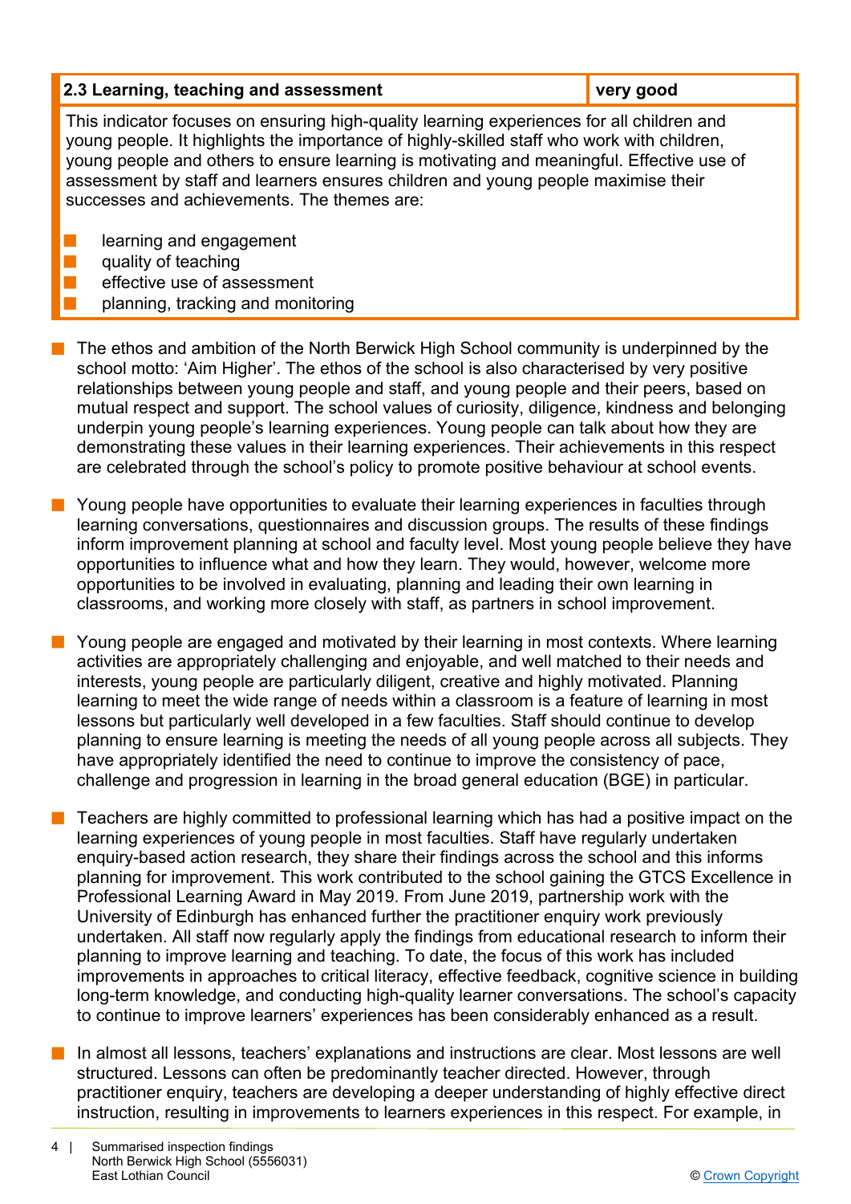| 2.3 Learning, teaching and assessment | very good |
|---|---|
| This indicator focuses on ensuring high-quality learning experiences for all children and young people. It highlights the importance of highly-skilled staff who work with children, young people and others to ensure learning is motivating and meaningful. Effective use of assessment by staff and learners ensures children and young people maximise their successes and achievements. The themes are: ■ learning and engagement ■ quality of teaching ■ effective use of assessment ■ planning, tracking and monitoring | |

- The ethos and ambition of the North Berwick High School community is underpinned by the school motto: 'Aim Higher'. The ethos of the school is also characterised by very positive relationships between young people and staff, and young people and their peers, based on mutual respect and support. The school values of curiosity, diligence, kindness and belonging underpin young people's learning experiences. Young people can talk about how they are demonstrating these values in their learning experiences. Their achievements in this respect are celebrated through the school's policy to promote positive behaviour at school events.

- Young people have opportunities to evaluate their learning experiences in faculties through learning conversations, questionnaires and discussion groups. The results of these findings inform improvement planning at school and faculty level. Most young people believe they have opportunities to influence what and how they learn. They would, however, welcome more opportunities to be involved in evaluating, planning and leading their own learning in classrooms, and working more closely with staff, as partners in school improvement.

- Young people are engaged and motivated by their learning in most contexts. Where learning activities are appropriately challenging and enjoyable, and well matched to their needs and interests, young people are particularly diligent, creative and highly motivated. Planning learning to meet the wide range of needs within a classroom is a feature of learning in most lessons but particularly well developed in a few faculties. Staff should continue to develop planning to ensure learning is meeting the needs of all young people across all subjects. They have appropriately identified the need to continue to improve the consistency of pace, challenge and progression in learning in the broad general education (BGE) in particular.

- Teachers are highly committed to professional learning which has had a positive impact on the learning experiences of young people in most faculties. Staff have regularly undertaken enquiry-based action research, they share their findings across the school and this informs planning for improvement. This work contributed to the school gaining the GTCS Excellence in Professional Learning Award in May 2019. From June 2019, partnership work with the University of Edinburgh has enhanced further the practitioner enquiry work previously undertaken. All staff now regularly apply the findings from educational research to inform their planning to improve learning and teaching. To date, the focus of this work has included improvements in approaches to critical literacy, effective feedback, cognitive science in building long-term knowledge, and conducting high-quality learner conversations. The school's capacity to continue to improve learners' experiences has been considerably enhanced as a result.

- In almost all lessons, teachers' explanations and instructions are clear. Most lessons are well structured. Lessons can often be predominantly teacher directed. However, through practitioner enquiry, teachers are developing a deeper understanding of highly effective direct instruction, resulting in improvements to learners experiences in this respect. For example, in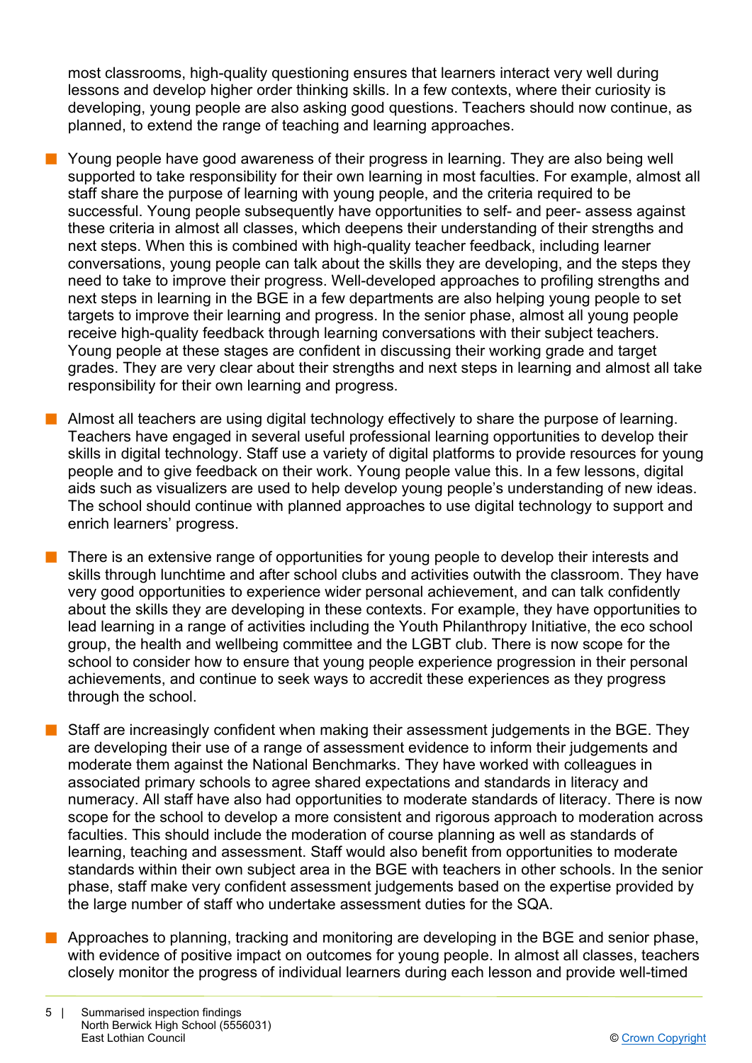most classrooms, high-quality questioning ensures that learners interact very well during lessons and develop higher order thinking skills. In a few contexts, where their curiosity is developing, young people are also asking good questions. Teachers should now continue, as planned, to extend the range of teaching and learning approaches.

- Young people have good awareness of their progress in learning. They are also being well supported to take responsibility for their own learning in most faculties. For example, almost all staff share the purpose of learning with young people, and the criteria required to be successful. Young people subsequently have opportunities to self- and peer- assess against these criteria in almost all classes, which deepens their understanding of their strengths and next steps. When this is combined with high-quality teacher feedback, including learner conversations, young people can talk about the skills they are developing, and the steps they need to take to improve their progress. Well-developed approaches to profiling strengths and next steps in learning in the BGE in a few departments are also helping young people to set targets to improve their learning and progress. In the senior phase, almost all young people receive high-quality feedback through learning conversations with their subject teachers. Young people at these stages are confident in discussing their working grade and target grades. They are very clear about their strengths and next steps in learning and almost all take responsibility for their own learning and progress.

- Almost all teachers are using digital technology effectively to share the purpose of learning. Teachers have engaged in several useful professional learning opportunities to develop their skills in digital technology. Staff use a variety of digital platforms to provide resources for young people and to give feedback on their work. Young people value this. In a few lessons, digital aids such as visualizers are used to help develop young people's understanding of new ideas. The school should continue with planned approaches to use digital technology to support and enrich learners' progress.

- There is an extensive range of opportunities for young people to develop their interests and skills through lunchtime and after school clubs and activities outwith the classroom. They have very good opportunities to experience wider personal achievement, and can talk confidently about the skills they are developing in these contexts. For example, they have opportunities to lead learning in a range of activities including the Youth Philanthropy Initiative, the eco school group, the health and wellbeing committee and the LGBT club. There is now scope for the school to consider how to ensure that young people experience progression in their personal achievements, and continue to seek ways to accredit these experiences as they progress through the school.

- Staff are increasingly confident when making their assessment judgements in the BGE. They are developing their use of a range of assessment evidence to inform their judgements and moderate them against the National Benchmarks. They have worked with colleagues in associated primary schools to agree shared expectations and standards in literacy and numeracy. All staff have also had opportunities to moderate standards of literacy. There is now scope for the school to develop a more consistent and rigorous approach to moderation across faculties. This should include the moderation of course planning as well as standards of learning, teaching and assessment. Staff would also benefit from opportunities to moderate standards within their own subject area in the BGE with teachers in other schools. In the senior phase, staff make very confident assessment judgements based on the expertise provided by the large number of staff who undertake assessment duties for the SQA.

- Approaches to planning, tracking and monitoring are developing in the BGE and senior phase, with evidence of positive impact on outcomes for young people. In almost all classes, teachers closely monitor the progress of individual learners during each lesson and provide well-timed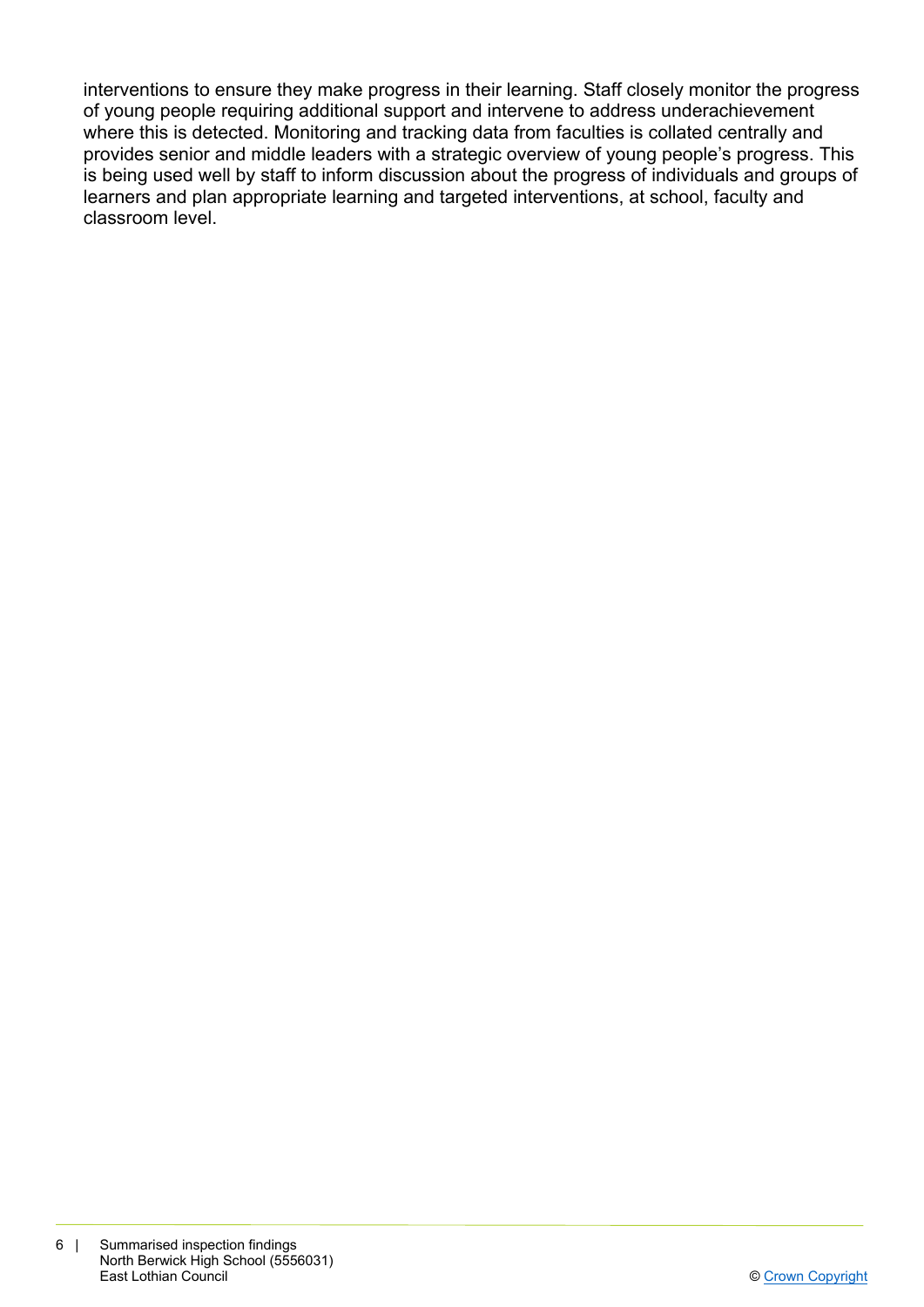interventions to ensure they make progress in their learning. Staff closely monitor the progress of young people requiring additional support and intervene to address underachievement where this is detected. Monitoring and tracking data from faculties is collated centrally and provides senior and middle leaders with a strategic overview of young people's progress. This is being used well by staff to inform discussion about the progress of individuals and groups of learners and plan appropriate learning and targeted interventions, at school, faculty and classroom level.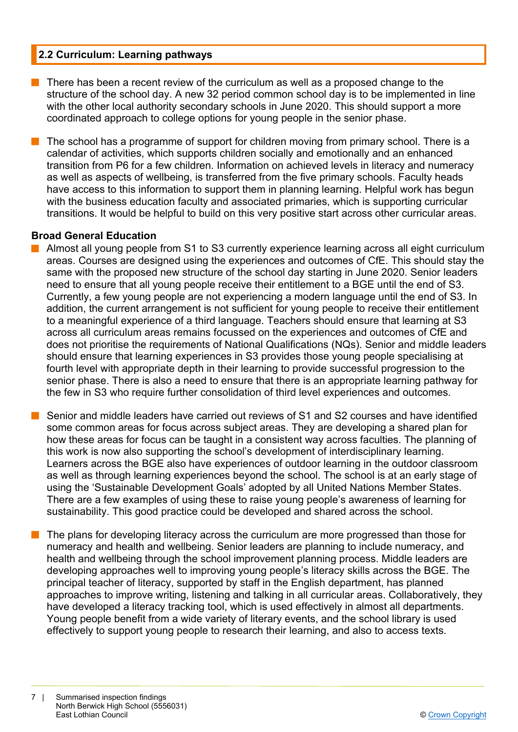## 2.2 Curriculum: Learning pathways

- There has been a recent review of the curriculum as well as a proposed change to the structure of the school day. A new 32 period common school day is to be implemented in line with the other local authority secondary schools in June 2020. This should support a more coordinated approach to college options for young people in the senior phase.

- The school has a programme of support for children moving from primary school. There is a calendar of activities, which supports children socially and emotionally and an enhanced transition from P6 for a few children. Information on achieved levels in literacy and numeracy as well as aspects of wellbeing, is transferred from the five primary schools. Faculty heads have access to this information to support them in planning learning. Helpful work has begun with the business education faculty and associated primaries, which is supporting curricular transitions. It would be helpful to build on this very positive start across other curricular areas.

**Broad General Education**

- Almost all young people from S1 to S3 currently experience learning across all eight curriculum areas. Courses are designed using the experiences and outcomes of CfE. This should stay the same with the proposed new structure of the school day starting in June 2020. Senior leaders need to ensure that all young people receive their entitlement to a BGE until the end of S3. Currently, a few young people are not experiencing a modern language until the end of S3. In addition, the current arrangement is not sufficient for young people to receive their entitlement to a meaningful experience of a third language. Teachers should ensure that learning at S3 across all curriculum areas remains focussed on the experiences and outcomes of CfE and does not prioritise the requirements of National Qualifications (NQs). Senior and middle leaders should ensure that learning experiences in S3 provides those young people specialising at fourth level with appropriate depth in their learning to provide successful progression to the senior phase. There is also a need to ensure that there is an appropriate learning pathway for the few in S3 who require further consolidation of third level experiences and outcomes.

- Senior and middle leaders have carried out reviews of S1 and S2 courses and have identified some common areas for focus across subject areas. They are developing a shared plan for how these areas for focus can be taught in a consistent way across faculties. The planning of this work is now also supporting the school's development of interdisciplinary learning. Learners across the BGE also have experiences of outdoor learning in the outdoor classroom as well as through learning experiences beyond the school. The school is at an early stage of using the 'Sustainable Development Goals' adopted by all United Nations Member States. There are a few examples of using these to raise young people's awareness of learning for sustainability. This good practice could be developed and shared across the school.

- The plans for developing literacy across the curriculum are more progressed than those for numeracy and health and wellbeing. Senior leaders are planning to include numeracy, and health and wellbeing through the school improvement planning process. Middle leaders are developing approaches well to improving young people's literacy skills across the BGE. The principal teacher of literacy, supported by staff in the English department, has planned approaches to improve writing, listening and talking in all curricular areas. Collaboratively, they have developed a literacy tracking tool, which is used effectively in almost all departments. Young people benefit from a wide variety of literary events, and the school library is used effectively to support young people to research their learning, and also to access texts.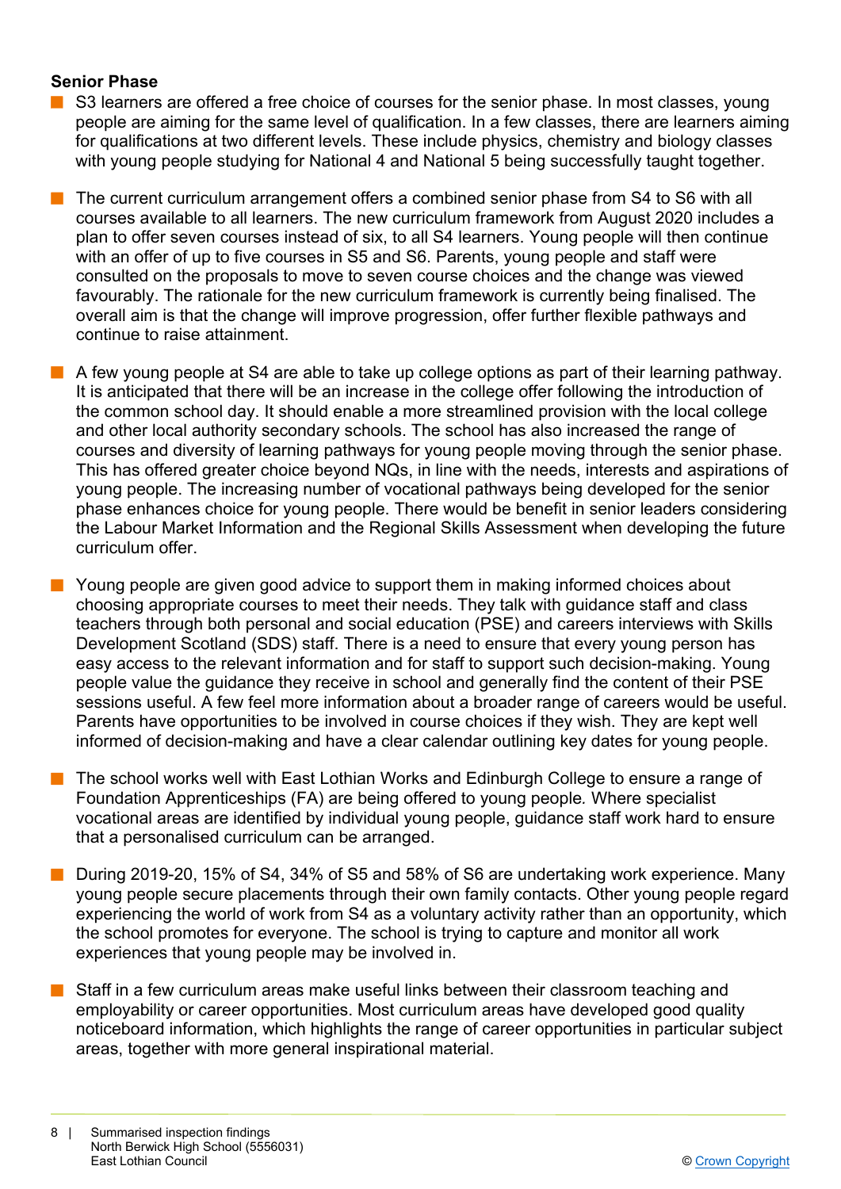**Senior Phase**

- S3 learners are offered a free choice of courses for the senior phase. In most classes, young people are aiming for the same level of qualification. In a few classes, there are learners aiming for qualifications at two different levels. These include physics, chemistry and biology classes with young people studying for National 4 and National 5 being successfully taught together.

- The current curriculum arrangement offers a combined senior phase from S4 to S6 with all courses available to all learners. The new curriculum framework from August 2020 includes a plan to offer seven courses instead of six, to all S4 learners. Young people will then continue with an offer of up to five courses in S5 and S6. Parents, young people and staff were consulted on the proposals to move to seven course choices and the change was viewed favourably. The rationale for the new curriculum framework is currently being finalised. The overall aim is that the change will improve progression, offer further flexible pathways and continue to raise attainment.

- A few young people at S4 are able to take up college options as part of their learning pathway. It is anticipated that there will be an increase in the college offer following the introduction of the common school day. It should enable a more streamlined provision with the local college and other local authority secondary schools. The school has also increased the range of courses and diversity of learning pathways for young people moving through the senior phase. This has offered greater choice beyond NQs, in line with the needs, interests and aspirations of young people. The increasing number of vocational pathways being developed for the senior phase enhances choice for young people. There would be benefit in senior leaders considering the Labour Market Information and the Regional Skills Assessment when developing the future curriculum offer.

- Young people are given good advice to support them in making informed choices about choosing appropriate courses to meet their needs. They talk with guidance staff and class teachers through both personal and social education (PSE) and careers interviews with Skills Development Scotland (SDS) staff. There is a need to ensure that every young person has easy access to the relevant information and for staff to support such decision-making. Young people value the guidance they receive in school and generally find the content of their PSE sessions useful. A few feel more information about a broader range of careers would be useful. Parents have opportunities to be involved in course choices if they wish. They are kept well informed of decision-making and have a clear calendar outlining key dates for young people.

- The school works well with East Lothian Works and Edinburgh College to ensure a range of Foundation Apprenticeships (FA) are being offered to young people. Where specialist vocational areas are identified by individual young people, guidance staff work hard to ensure that a personalised curriculum can be arranged.

- During 2019-20, 15% of S4, 34% of S5 and 58% of S6 are undertaking work experience. Many young people secure placements through their own family contacts. Other young people regard experiencing the world of work from S4 as a voluntary activity rather than an opportunity, which the school promotes for everyone. The school is trying to capture and monitor all work experiences that young people may be involved in.

- Staff in a few curriculum areas make useful links between their classroom teaching and employability or career opportunities. Most curriculum areas have developed good quality noticeboard information, which highlights the range of career opportunities in particular subject areas, together with more general inspirational material.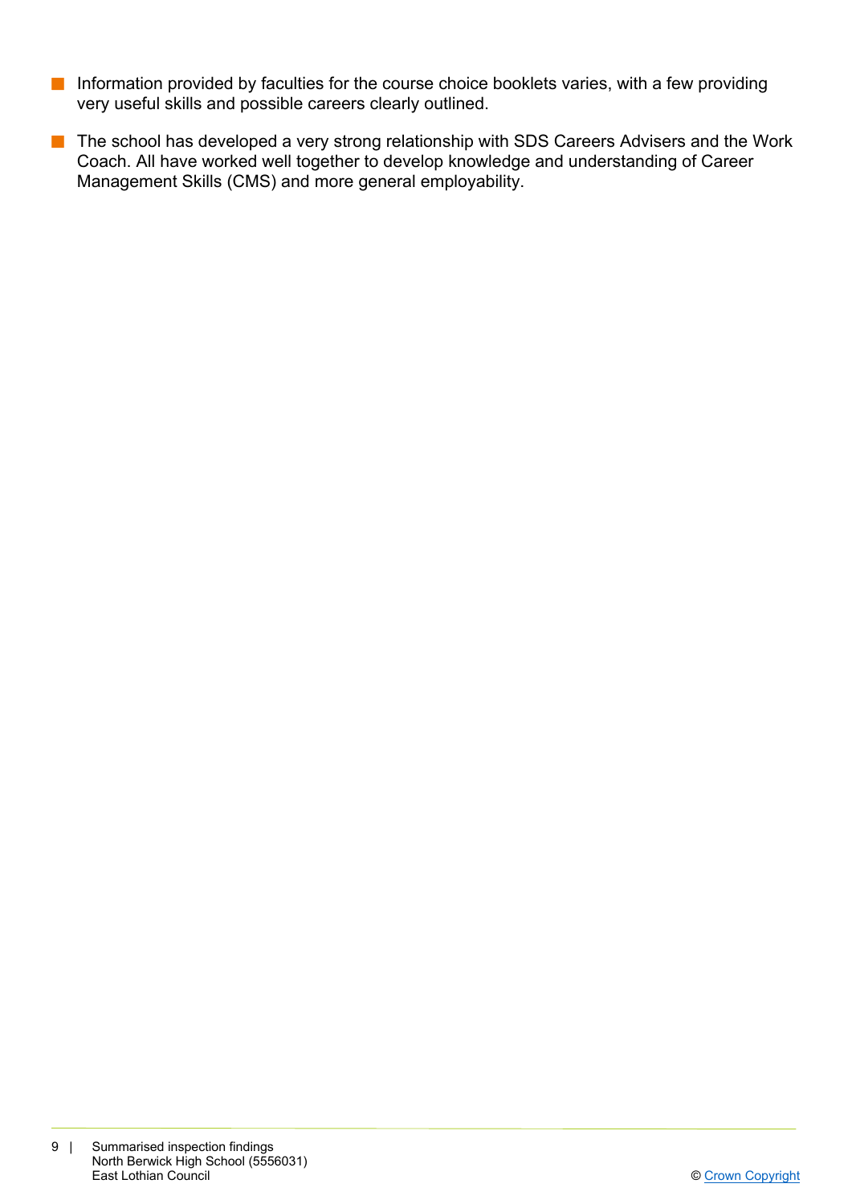- Information provided by faculties for the course choice booklets varies, with a few providing very useful skills and possible careers clearly outlined.
- The school has developed a very strong relationship with SDS Careers Advisers and the Work Coach. All have worked well together to develop knowledge and understanding of Career Management Skills (CMS) and more general employability.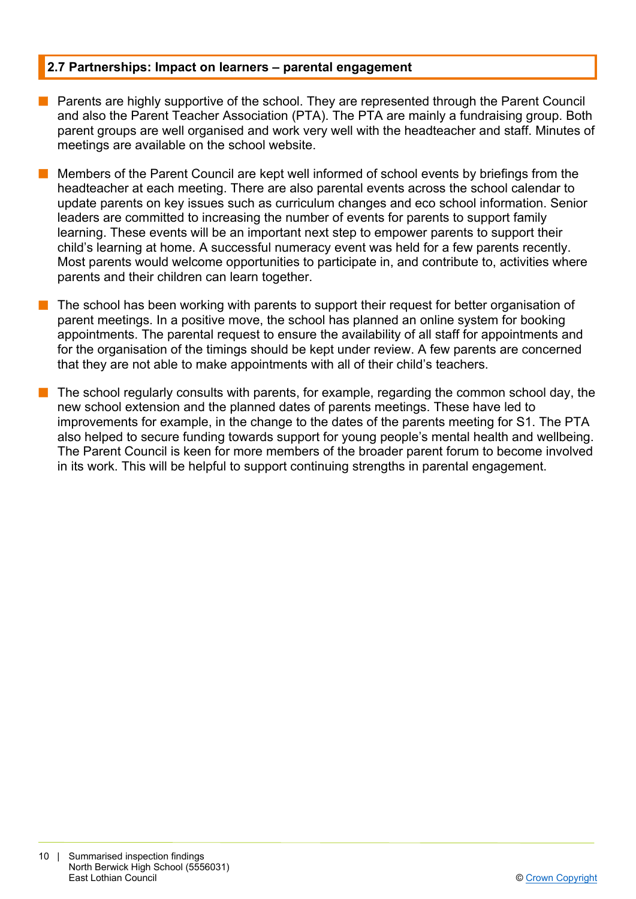## 2.7 Partnerships: Impact on learners – parental engagement

- Parents are highly supportive of the school. They are represented through the Parent Council and also the Parent Teacher Association (PTA). The PTA are mainly a fundraising group. Both parent groups are well organised and work very well with the headteacher and staff. Minutes of meetings are available on the school website.

- Members of the Parent Council are kept well informed of school events by briefings from the headteacher at each meeting. There are also parental events across the school calendar to update parents on key issues such as curriculum changes and eco school information. Senior leaders are committed to increasing the number of events for parents to support family learning. These events will be an important next step to empower parents to support their child's learning at home. A successful numeracy event was held for a few parents recently. Most parents would welcome opportunities to participate in, and contribute to, activities where parents and their children can learn together.

- The school has been working with parents to support their request for better organisation of parent meetings. In a positive move, the school has planned an online system for booking appointments. The parental request to ensure the availability of all staff for appointments and for the organisation of the timings should be kept under review. A few parents are concerned that they are not able to make appointments with all of their child's teachers.

- The school regularly consults with parents, for example, regarding the common school day, the new school extension and the planned dates of parents meetings. These have led to improvements for example, in the change to the dates of the parents meeting for S1. The PTA also helped to secure funding towards support for young people's mental health and wellbeing. The Parent Council is keen for more members of the broader parent forum to become involved in its work. This will be helpful to support continuing strengths in parental engagement.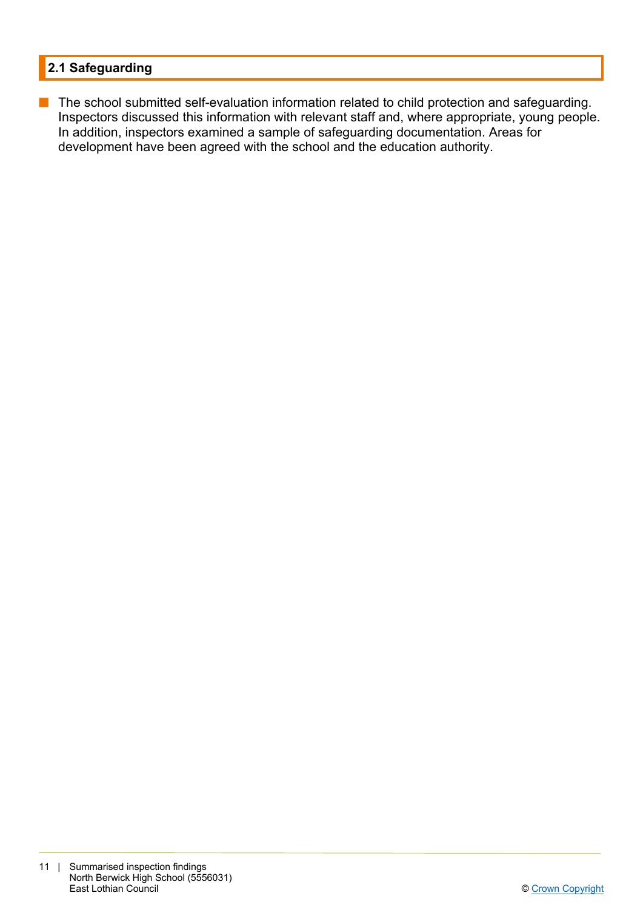## 2.1 Safeguarding

- The school submitted self-evaluation information related to child protection and safeguarding. Inspectors discussed this information with relevant staff and, where appropriate, young people. In addition, inspectors examined a sample of safeguarding documentation. Areas for development have been agreed with the school and the education authority.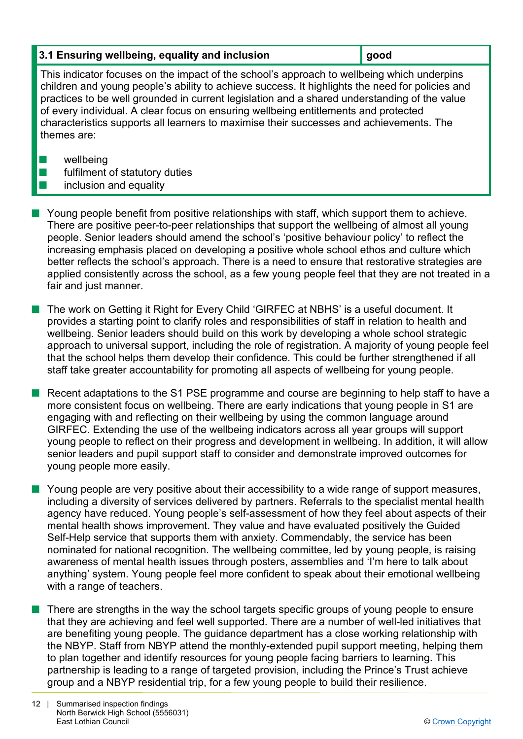| 3.1 Ensuring wellbeing, equality and inclusion | good |
| --- | --- |

This indicator focuses on the impact of the school's approach to wellbeing which underpins children and young people's ability to achieve success. It highlights the need for policies and practices to be well grounded in current legislation and a shared understanding of the value of every individual. A clear focus on ensuring wellbeing entitlements and protected characteristics supports all learners to maximise their successes and achievements. The themes are:

- wellbeing
- fulfilment of statutory duties
- inclusion and equality

- Young people benefit from positive relationships with staff, which support them to achieve. There are positive peer-to-peer relationships that support the wellbeing of almost all young people. Senior leaders should amend the school's 'positive behaviour policy' to reflect the increasing emphasis placed on developing a positive whole school ethos and culture which better reflects the school's approach. There is a need to ensure that restorative strategies are applied consistently across the school, as a few young people feel that they are not treated in a fair and just manner.

- The work on Getting it Right for Every Child 'GIRFEC at NBHS' is a useful document. It provides a starting point to clarify roles and responsibilities of staff in relation to health and wellbeing. Senior leaders should build on this work by developing a whole school strategic approach to universal support, including the role of registration. A majority of young people feel that the school helps them develop their confidence. This could be further strengthened if all staff take greater accountability for promoting all aspects of wellbeing for young people.

- Recent adaptations to the S1 PSE programme and course are beginning to help staff to have a more consistent focus on wellbeing. There are early indications that young people in S1 are engaging with and reflecting on their wellbeing by using the common language around GIRFEC. Extending the use of the wellbeing indicators across all year groups will support young people to reflect on their progress and development in wellbeing. In addition, it will allow senior leaders and pupil support staff to consider and demonstrate improved outcomes for young people more easily.

- Young people are very positive about their accessibility to a wide range of support measures, including a diversity of services delivered by partners. Referrals to the specialist mental health agency have reduced. Young people's self-assessment of how they feel about aspects of their mental health shows improvement. They value and have evaluated positively the Guided Self-Help service that supports them with anxiety. Commendably, the service has been nominated for national recognition. The wellbeing committee, led by young people, is raising awareness of mental health issues through posters, assemblies and 'I'm here to talk about anything' system. Young people feel more confident to speak about their emotional wellbeing with a range of teachers.

- There are strengths in the way the school targets specific groups of young people to ensure that they are achieving and feel well supported. There are a number of well-led initiatives that are benefiting young people. The guidance department has a close working relationship with the NBYP. Staff from NBYP attend the monthly-extended pupil support meeting, helping them to plan together and identify resources for young people facing barriers to learning. This partnership is leading to a range of targeted provision, including the Prince's Trust achieve group and a NBYP residential trip, for a few young people to build their resilience.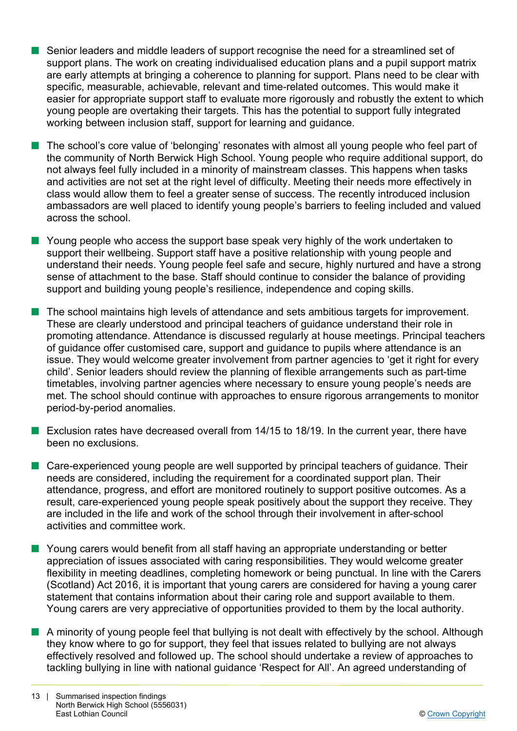- Senior leaders and middle leaders of support recognise the need for a streamlined set of support plans. The work on creating individualised education plans and a pupil support matrix are early attempts at bringing a coherence to planning for support. Plans need to be clear with specific, measurable, achievable, relevant and time-related outcomes. This would make it easier for appropriate support staff to evaluate more rigorously and robustly the extent to which young people are overtaking their targets. This has the potential to support fully integrated working between inclusion staff, support for learning and guidance.

- The school's core value of 'belonging' resonates with almost all young people who feel part of the community of North Berwick High School. Young people who require additional support, do not always feel fully included in a minority of mainstream classes. This happens when tasks and activities are not set at the right level of difficulty. Meeting their needs more effectively in class would allow them to feel a greater sense of success. The recently introduced inclusion ambassadors are well placed to identify young people's barriers to feeling included and valued across the school.

- Young people who access the support base speak very highly of the work undertaken to support their wellbeing. Support staff have a positive relationship with young people and understand their needs. Young people feel safe and secure, highly nurtured and have a strong sense of attachment to the base. Staff should continue to consider the balance of providing support and building young people's resilience, independence and coping skills.

- The school maintains high levels of attendance and sets ambitious targets for improvement. These are clearly understood and principal teachers of guidance understand their role in promoting attendance. Attendance is discussed regularly at house meetings. Principal teachers of guidance offer customised care, support and guidance to pupils where attendance is an issue. They would welcome greater involvement from partner agencies to 'get it right for every child'. Senior leaders should review the planning of flexible arrangements such as part-time timetables, involving partner agencies where necessary to ensure young people's needs are met. The school should continue with approaches to ensure rigorous arrangements to monitor period-by-period anomalies.

- Exclusion rates have decreased overall from 14/15 to 18/19. In the current year, there have been no exclusions.

- Care-experienced young people are well supported by principal teachers of guidance. Their needs are considered, including the requirement for a coordinated support plan. Their attendance, progress, and effort are monitored routinely to support positive outcomes. As a result, care-experienced young people speak positively about the support they receive. They are included in the life and work of the school through their involvement in after-school activities and committee work.

- Young carers would benefit from all staff having an appropriate understanding or better appreciation of issues associated with caring responsibilities. They would welcome greater flexibility in meeting deadlines, completing homework or being punctual. In line with the Carers (Scotland) Act 2016, it is important that young carers are considered for having a young carer statement that contains information about their caring role and support available to them. Young carers are very appreciative of opportunities provided to them by the local authority.

- A minority of young people feel that bullying is not dealt with effectively by the school. Although they know where to go for support, they feel that issues related to bullying are not always effectively resolved and followed up. The school should undertake a review of approaches to tackling bullying in line with national guidance 'Respect for All'. An agreed understanding of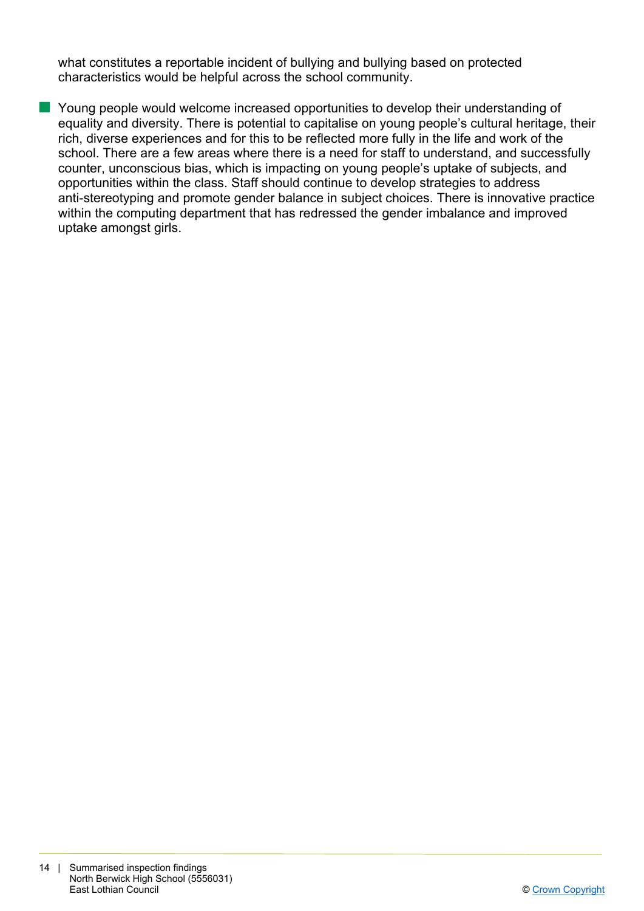what constitutes a reportable incident of bullying and bullying based on protected characteristics would be helpful across the school community.

- Young people would welcome increased opportunities to develop their understanding of equality and diversity. There is potential to capitalise on young people's cultural heritage, their rich, diverse experiences and for this to be reflected more fully in the life and work of the school. There are a few areas where there is a need for staff to understand, and successfully counter, unconscious bias, which is impacting on young people's uptake of subjects, and opportunities within the class. Staff should continue to develop strategies to address anti-stereotyping and promote gender balance in subject choices. There is innovative practice within the computing department that has redressed the gender imbalance and improved uptake amongst girls.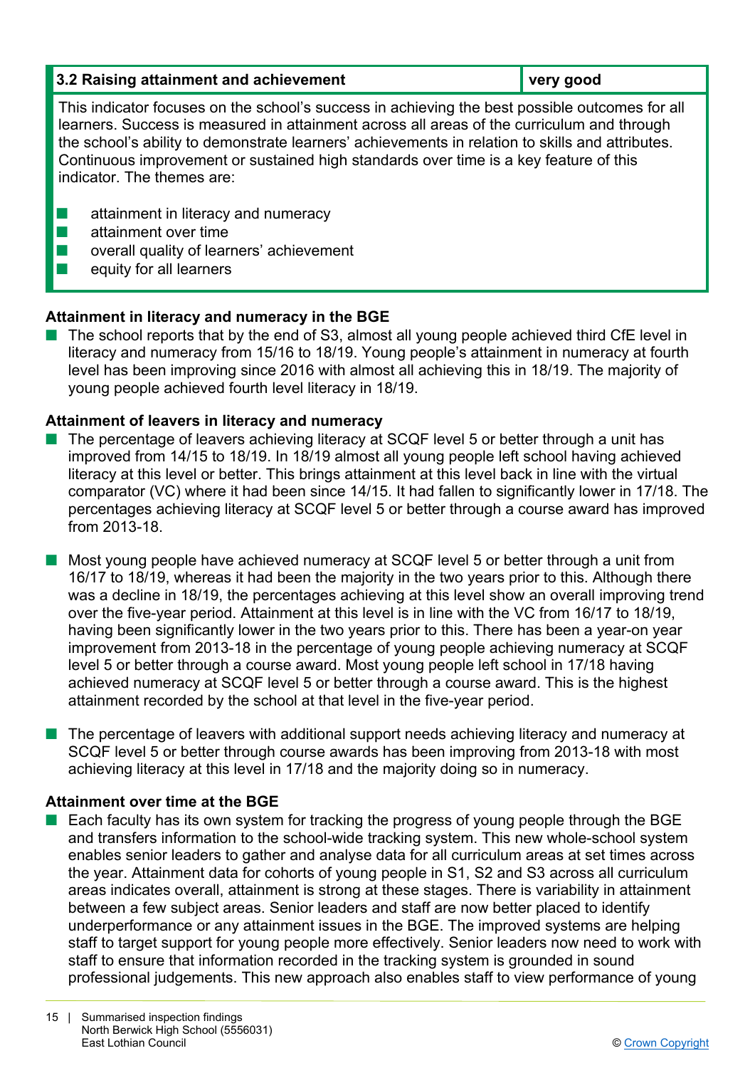| 3.2 Raising attainment and achievement | very good |
|---|---|

This indicator focuses on the school's success in achieving the best possible outcomes for all learners. Success is measured in attainment across all areas of the curriculum and through the school's ability to demonstrate learners' achievements in relation to skills and attributes. Continuous improvement or sustained high standards over time is a key feature of this indicator. The themes are:

- attainment in literacy and numeracy
- attainment over time
- overall quality of learners' achievement
- equity for all learners

**Attainment in literacy and numeracy in the BGE**

- The school reports that by the end of S3, almost all young people achieved third CfE level in literacy and numeracy from 15/16 to 18/19. Young people's attainment in numeracy at fourth level has been improving since 2016 with almost all achieving this in 18/19. The majority of young people achieved fourth level literacy in 18/19.

**Attainment of leavers in literacy and numeracy**

- The percentage of leavers achieving literacy at SCQF level 5 or better through a unit has improved from 14/15 to 18/19. In 18/19 almost all young people left school having achieved literacy at this level or better. This brings attainment at this level back in line with the virtual comparator (VC) where it had been since 14/15. It had fallen to significantly lower in 17/18. The percentages achieving literacy at SCQF level 5 or better through a course award has improved from 2013-18.

- Most young people have achieved numeracy at SCQF level 5 or better through a unit from 16/17 to 18/19, whereas it had been the majority in the two years prior to this. Although there was a decline in 18/19, the percentages achieving at this level show an overall improving trend over the five-year period. Attainment at this level is in line with the VC from 16/17 to 18/19, having been significantly lower in the two years prior to this. There has been a year-on year improvement from 2013-18 in the percentage of young people achieving numeracy at SCQF level 5 or better through a course award. Most young people left school in 17/18 having achieved numeracy at SCQF level 5 or better through a course award. This is the highest attainment recorded by the school at that level in the five-year period.

- The percentage of leavers with additional support needs achieving literacy and numeracy at SCQF level 5 or better through course awards has been improving from 2013-18 with most achieving literacy at this level in 17/18 and the majority doing so in numeracy.

**Attainment over time at the BGE**

- Each faculty has its own system for tracking the progress of young people through the BGE and transfers information to the school-wide tracking system. This new whole-school system enables senior leaders to gather and analyse data for all curriculum areas at set times across the year. Attainment data for cohorts of young people in S1, S2 and S3 across all curriculum areas indicates overall, attainment is strong at these stages. There is variability in attainment between a few subject areas. Senior leaders and staff are now better placed to identify underperformance or any attainment issues in the BGE. The improved systems are helping staff to target support for young people more effectively. Senior leaders now need to work with staff to ensure that information recorded in the tracking system is grounded in sound professional judgements. This new approach also enables staff to view performance of young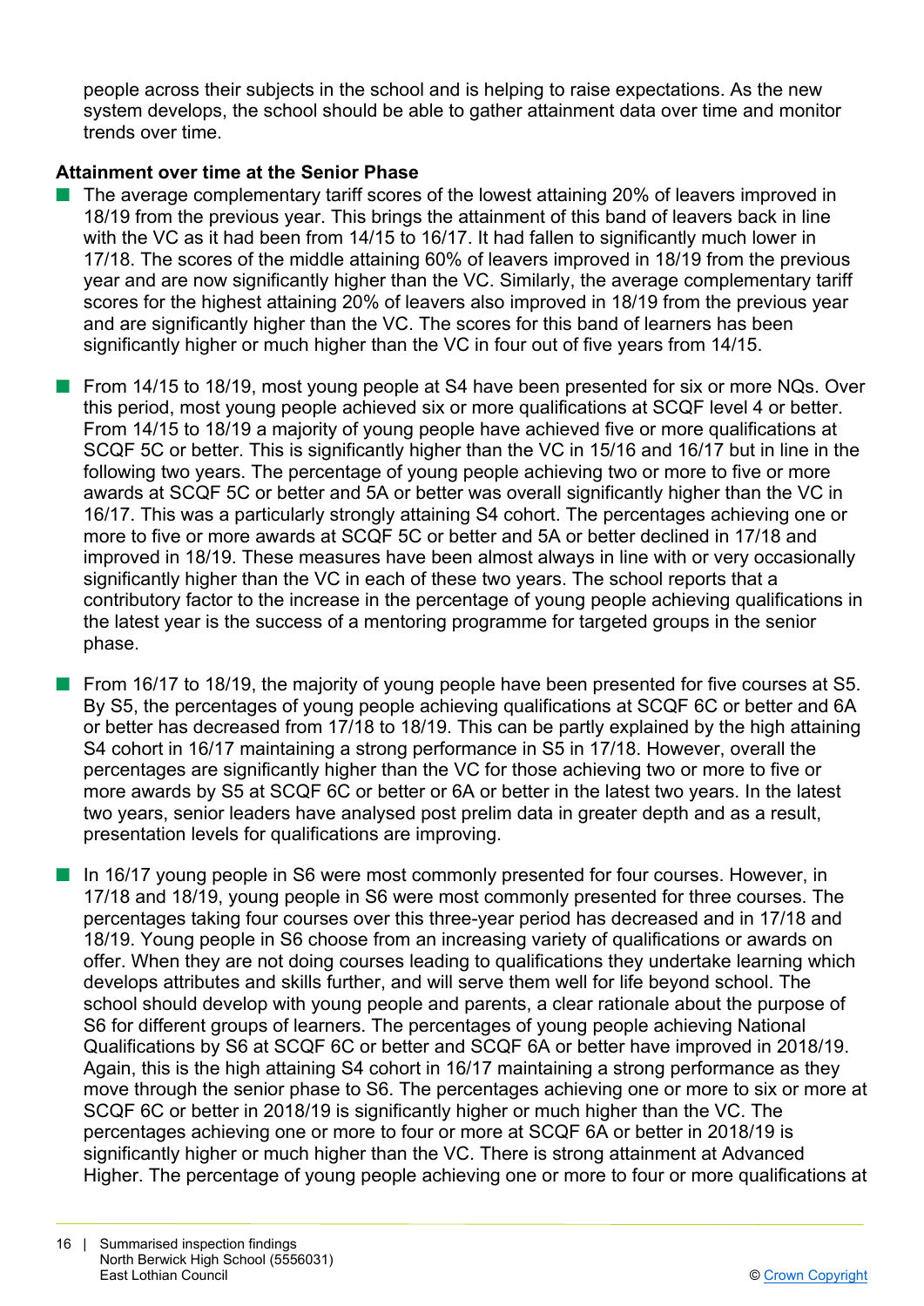people across their subjects in the school and is helping to raise expectations. As the new system develops, the school should be able to gather attainment data over time and monitor trends over time.

**Attainment over time at the Senior Phase**

- The average complementary tariff scores of the lowest attaining 20% of leavers improved in 18/19 from the previous year. This brings the attainment of this band of leavers back in line with the VC as it had been from 14/15 to 16/17. It had fallen to significantly much lower in 17/18. The scores of the middle attaining 60% of leavers improved in 18/19 from the previous year and are now significantly higher than the VC. Similarly, the average complementary tariff scores for the highest attaining 20% of leavers also improved in 18/19 from the previous year and are significantly higher than the VC. The scores for this band of learners has been significantly higher or much higher than the VC in four out of five years from 14/15.

- From 14/15 to 18/19, most young people at S4 have been presented for six or more NQs. Over this period, most young people achieved six or more qualifications at SCQF level 4 or better. From 14/15 to 18/19 a majority of young people have achieved five or more qualifications at SCQF 5C or better. This is significantly higher than the VC in 15/16 and 16/17 but in line in the following two years. The percentage of young people achieving two or more to five or more awards at SCQF 5C or better and 5A or better was overall significantly higher than the VC in 16/17. This was a particularly strongly attaining S4 cohort. The percentages achieving one or more to five or more awards at SCQF 5C or better and 5A or better declined in 17/18 and improved in 18/19. These measures have been almost always in line with or very occasionally significantly higher than the VC in each of these two years. The school reports that a contributory factor to the increase in the percentage of young people achieving qualifications in the latest year is the success of a mentoring programme for targeted groups in the senior phase.

- From 16/17 to 18/19, the majority of young people have been presented for five courses at S5. By S5, the percentages of young people achieving qualifications at SCQF 6C or better and 6A or better has decreased from 17/18 to 18/19. This can be partly explained by the high attaining S4 cohort in 16/17 maintaining a strong performance in S5 in 17/18. However, overall the percentages are significantly higher than the VC for those achieving two or more to five or more awards by S5 at SCQF 6C or better or 6A or better in the latest two years. In the latest two years, senior leaders have analysed post prelim data in greater depth and as a result, presentation levels for qualifications are improving.

- In 16/17 young people in S6 were most commonly presented for four courses. However, in 17/18 and 18/19, young people in S6 were most commonly presented for three courses. The percentages taking four courses over this three-year period has decreased and in 17/18 and 18/19. Young people in S6 choose from an increasing variety of qualifications or awards on offer. When they are not doing courses leading to qualifications they undertake learning which develops attributes and skills further, and will serve them well for life beyond school. The school should develop with young people and parents, a clear rationale about the purpose of S6 for different groups of learners. The percentages of young people achieving National Qualifications by S6 at SCQF 6C or better and SCQF 6A or better have improved in 2018/19. Again, this is the high attaining S4 cohort in 16/17 maintaining a strong performance as they move through the senior phase to S6. The percentages achieving one or more to six or more at SCQF 6C or better in 2018/19 is significantly higher or much higher than the VC. The percentages achieving one or more to four or more at SCQF 6A or better in 2018/19 is significantly higher or much higher than the VC. There is strong attainment at Advanced Higher. The percentage of young people achieving one or more to four or more qualifications at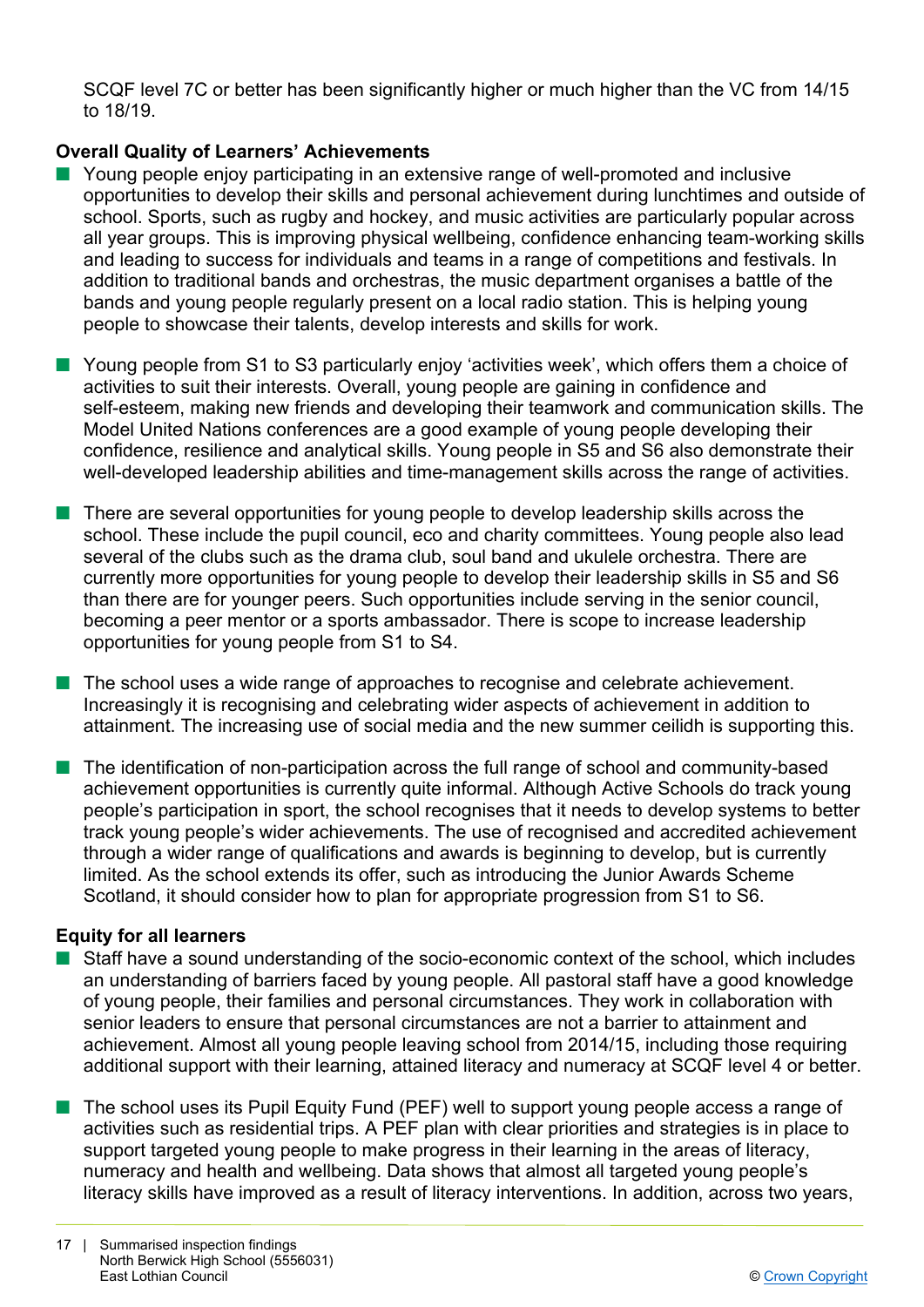SCQF level 7C or better has been significantly higher or much higher than the VC from 14/15 to 18/19.

**Overall Quality of Learners' Achievements**

- Young people enjoy participating in an extensive range of well-promoted and inclusive opportunities to develop their skills and personal achievement during lunchtimes and outside of school. Sports, such as rugby and hockey, and music activities are particularly popular across all year groups. This is improving physical wellbeing, confidence enhancing team-working skills and leading to success for individuals and teams in a range of competitions and festivals. In addition to traditional bands and orchestras, the music department organises a battle of the bands and young people regularly present on a local radio station. This is helping young people to showcase their talents, develop interests and skills for work.

- Young people from S1 to S3 particularly enjoy 'activities week', which offers them a choice of activities to suit their interests. Overall, young people are gaining in confidence and self-esteem, making new friends and developing their teamwork and communication skills. The Model United Nations conferences are a good example of young people developing their confidence, resilience and analytical skills. Young people in S5 and S6 also demonstrate their well-developed leadership abilities and time-management skills across the range of activities.

- There are several opportunities for young people to develop leadership skills across the school. These include the pupil council, eco and charity committees. Young people also lead several of the clubs such as the drama club, soul band and ukulele orchestra. There are currently more opportunities for young people to develop their leadership skills in S5 and S6 than there are for younger peers. Such opportunities include serving in the senior council, becoming a peer mentor or a sports ambassador. There is scope to increase leadership opportunities for young people from S1 to S4.

- The school uses a wide range of approaches to recognise and celebrate achievement. Increasingly it is recognising and celebrating wider aspects of achievement in addition to attainment. The increasing use of social media and the new summer ceilidh is supporting this.

- The identification of non-participation across the full range of school and community-based achievement opportunities is currently quite informal. Although Active Schools do track young people's participation in sport, the school recognises that it needs to develop systems to better track young people's wider achievements. The use of recognised and accredited achievement through a wider range of qualifications and awards is beginning to develop, but is currently limited. As the school extends its offer, such as introducing the Junior Awards Scheme Scotland, it should consider how to plan for appropriate progression from S1 to S6.

**Equity for all learners**

- Staff have a sound understanding of the socio-economic context of the school, which includes an understanding of barriers faced by young people. All pastoral staff have a good knowledge of young people, their families and personal circumstances. They work in collaboration with senior leaders to ensure that personal circumstances are not a barrier to attainment and achievement. Almost all young people leaving school from 2014/15, including those requiring additional support with their learning, attained literacy and numeracy at SCQF level 4 or better.

- The school uses its Pupil Equity Fund (PEF) well to support young people access a range of activities such as residential trips. A PEF plan with clear priorities and strategies is in place to support targeted young people to make progress in their learning in the areas of literacy, numeracy and health and wellbeing. Data shows that almost all targeted young people's literacy skills have improved as a result of literacy interventions. In addition, across two years,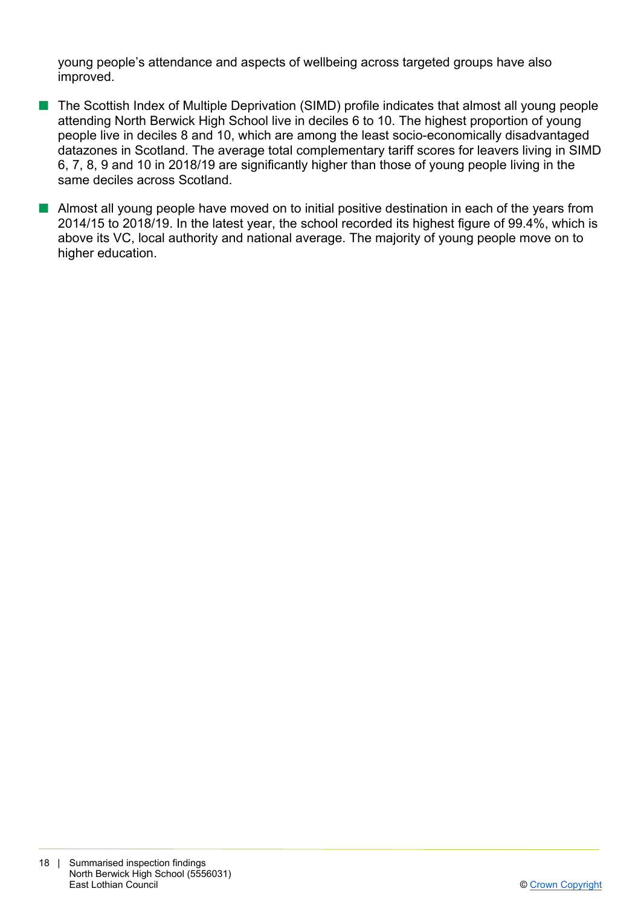young people's attendance and aspects of wellbeing across targeted groups have also improved.

- The Scottish Index of Multiple Deprivation (SIMD) profile indicates that almost all young people attending North Berwick High School live in deciles 6 to 10. The highest proportion of young people live in deciles 8 and 10, which are among the least socio-economically disadvantaged datazones in Scotland. The average total complementary tariff scores for leavers living in SIMD 6, 7, 8, 9 and 10 in 2018/19 are significantly higher than those of young people living in the same deciles across Scotland.
- Almost all young people have moved on to initial positive destination in each of the years from 2014/15 to 2018/19. In the latest year, the school recorded its highest figure of 99.4%, which is above its VC, local authority and national average. The majority of young people move on to higher education.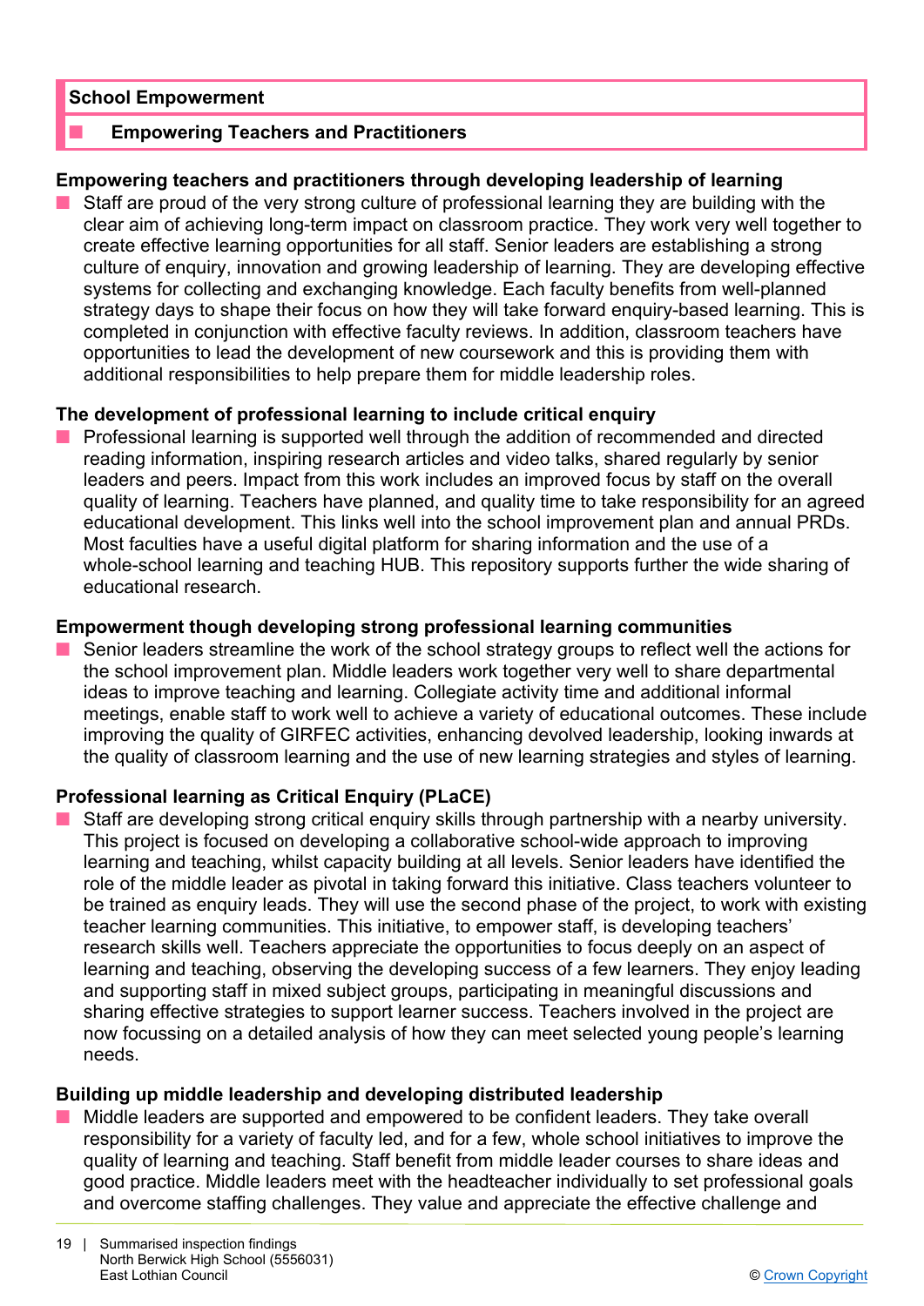**School Empowerment**

- **Empowering Teachers and Practitioners**

**Empowering teachers and practitioners through developing leadership of learning**

- Staff are proud of the very strong culture of professional learning they are building with the clear aim of achieving long-term impact on classroom practice. They work very well together to create effective learning opportunities for all staff. Senior leaders are establishing a strong culture of enquiry, innovation and growing leadership of learning. They are developing effective systems for collecting and exchanging knowledge. Each faculty benefits from well-planned strategy days to shape their focus on how they will take forward enquiry-based learning. This is completed in conjunction with effective faculty reviews. In addition, classroom teachers have opportunities to lead the development of new coursework and this is providing them with additional responsibilities to help prepare them for middle leadership roles.

**The development of professional learning to include critical enquiry**

- Professional learning is supported well through the addition of recommended and directed reading information, inspiring research articles and video talks, shared regularly by senior leaders and peers. Impact from this work includes an improved focus by staff on the overall quality of learning. Teachers have planned, and quality time to take responsibility for an agreed educational development. This links well into the school improvement plan and annual PRDs. Most faculties have a useful digital platform for sharing information and the use of a whole-school learning and teaching HUB. This repository supports further the wide sharing of educational research.

**Empowerment though developing strong professional learning communities**

- Senior leaders streamline the work of the school strategy groups to reflect well the actions for the school improvement plan. Middle leaders work together very well to share departmental ideas to improve teaching and learning. Collegiate activity time and additional informal meetings, enable staff to work well to achieve a variety of educational outcomes. These include improving the quality of GIRFEC activities, enhancing devolved leadership, looking inwards at the quality of classroom learning and the use of new learning strategies and styles of learning.

**Professional learning as Critical Enquiry (PLaCE)**

- Staff are developing strong critical enquiry skills through partnership with a nearby university. This project is focused on developing a collaborative school-wide approach to improving learning and teaching, whilst capacity building at all levels. Senior leaders have identified the role of the middle leader as pivotal in taking forward this initiative. Class teachers volunteer to be trained as enquiry leads. They will use the second phase of the project, to work with existing teacher learning communities. This initiative, to empower staff, is developing teachers' research skills well. Teachers appreciate the opportunities to focus deeply on an aspect of learning and teaching, observing the developing success of a few learners. They enjoy leading and supporting staff in mixed subject groups, participating in meaningful discussions and sharing effective strategies to support learner success. Teachers involved in the project are now focussing on a detailed analysis of how they can meet selected young people's learning needs.

**Building up middle leadership and developing distributed leadership**

- Middle leaders are supported and empowered to be confident leaders. They take overall responsibility for a variety of faculty led, and for a few, whole school initiatives to improve the quality of learning and teaching. Staff benefit from middle leader courses to share ideas and good practice. Middle leaders meet with the headteacher individually to set professional goals and overcome staffing challenges. They value and appreciate the effective challenge and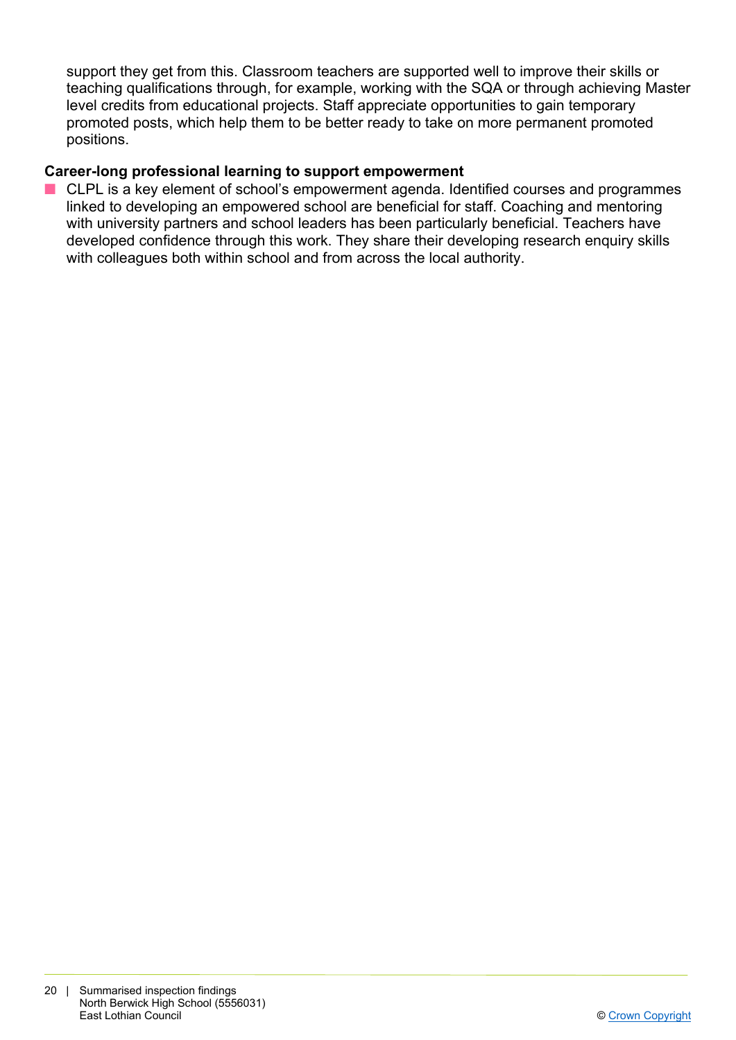support they get from this. Classroom teachers are supported well to improve their skills or teaching qualifications through, for example, working with the SQA or through achieving Master level credits from educational projects. Staff appreciate opportunities to gain temporary promoted posts, which help them to be better ready to take on more permanent promoted positions.

**Career-long professional learning to support empowerment**

- CLPL is a key element of school's empowerment agenda. Identified courses and programmes linked to developing an empowered school are beneficial for staff. Coaching and mentoring with university partners and school leaders has been particularly beneficial. Teachers have developed confidence through this work. They share their developing research enquiry skills with colleagues both within school and from across the local authority.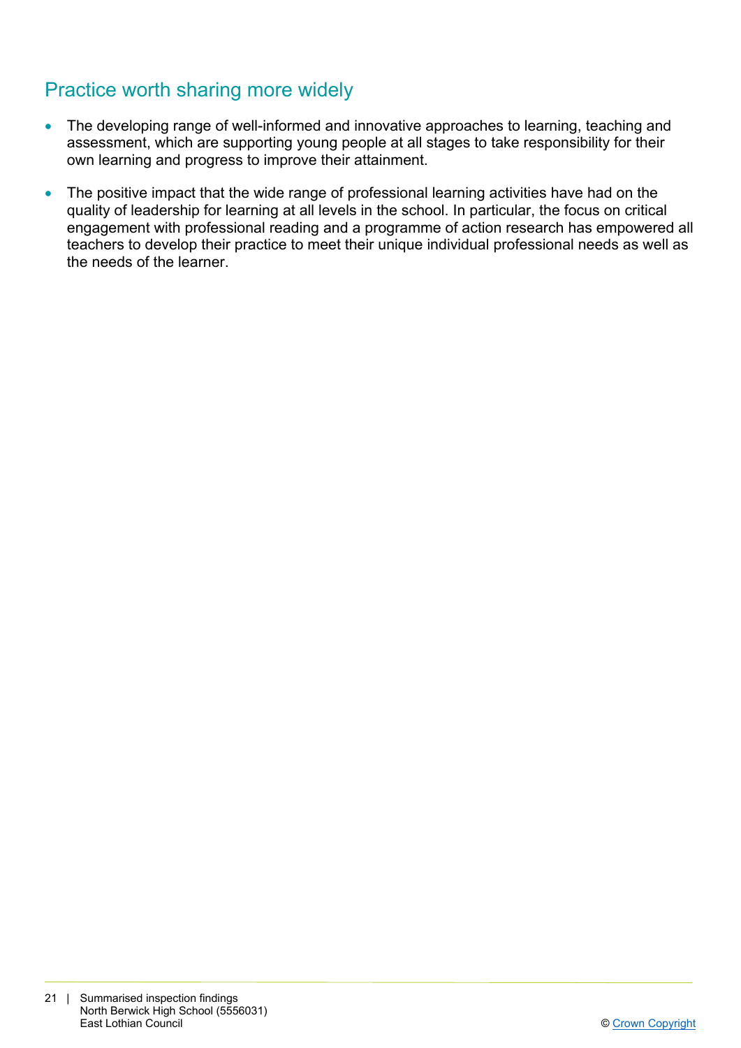## Practice worth sharing more widely

- The developing range of well-informed and innovative approaches to learning, teaching and assessment, which are supporting young people at all stages to take responsibility for their own learning and progress to improve their attainment.

- The positive impact that the wide range of professional learning activities have had on the quality of leadership for learning at all levels in the school. In particular, the focus on critical engagement with professional reading and a programme of action research has empowered all teachers to develop their practice to meet their unique individual professional needs as well as the needs of the learner.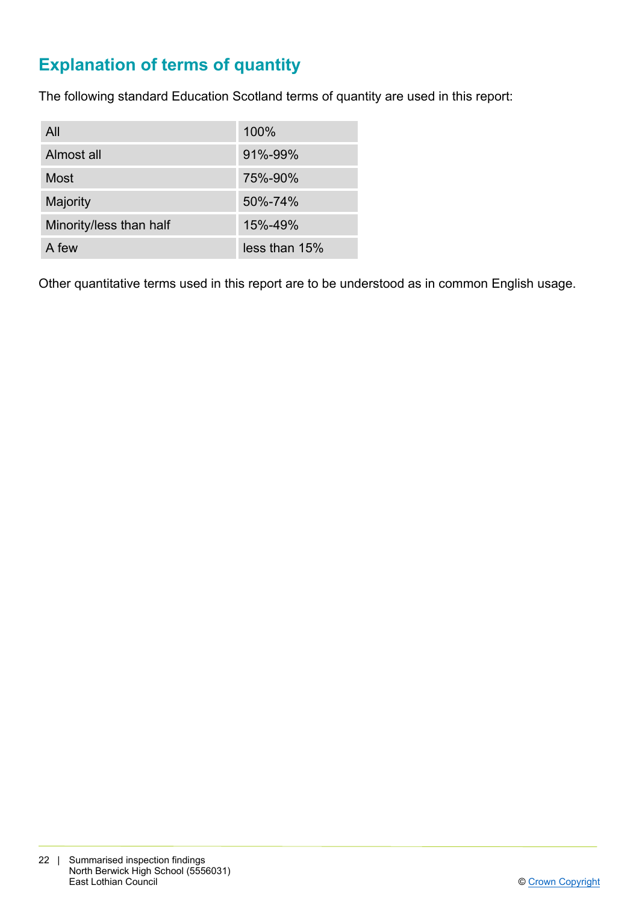## Explanation of terms of quantity

The following standard Education Scotland terms of quantity are used in this report:

| | |
|---|---|
| All | 100% |
| Almost all | 91%-99% |
| Most | 75%-90% |
| Majority | 50%-74% |
| Minority/less than half | 15%-49% |
| A few | less than 15% |

Other quantitative terms used in this report are to be understood as in common English usage.